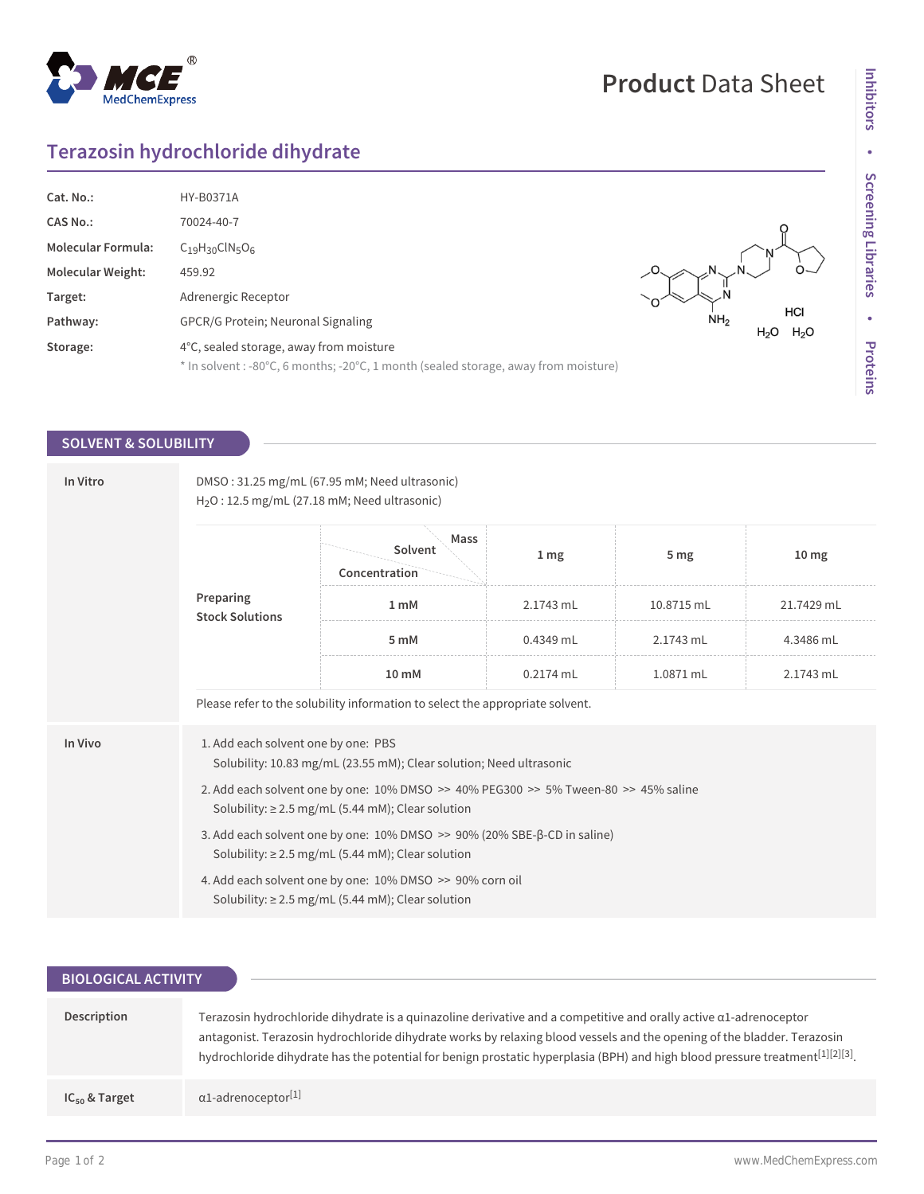# Product Data Sheet

## Terazosin hydrochloride dihydrate

| | |
|---|---|
| **Cat. No.:** | HY-B0371A |
| **CAS No.:** | 70024-40-7 |
| **Molecular Formula:** | $C_{19}H_{30}ClN_5O_6$ |
| **Molecular Weight:** | 459.92 |
| **Target:** | Adrenergic Receptor |
| **Pathway:** | GPCR/G Protein; Neuronal Signaling |
| **Storage:** | 4°C, sealed storage, away from moisture<br>* In solvent : -80°C, 6 months; -20°C, 1 month (sealed storage, away from moisture) |

## SOLVENT & SOLUBILITY

### In Vitro

DMSO : 31.25 mg/mL (67.95 mM; Need ultrasonic)
$H_2O$ : 12.5 mg/mL (27.18 mM; Need ultrasonic)

**Preparing Stock Solutions**

| Solvent / Mass<br>Concentration | 1 mg | 5 mg | 10 mg |
|---|---|---|---|
| 1 mM | 2.1743 mL | 10.8715 mL | 21.7429 mL |
| 5 mM | 0.4349 mL | 2.1743 mL | 4.3486 mL |
| 10 mM | 0.2174 mL | 1.0871 mL | 2.1743 mL |

Please refer to the solubility information to select the appropriate solvent.

### In Vivo

1. Add each solvent one by one: PBS
   Solubility: 10.83 mg/mL (23.55 mM); Clear solution; Need ultrasonic
2. Add each solvent one by one: 10% DMSO >> 40% PEG300 >> 5% Tween-80 >> 45% saline
   Solubility: ≥ 2.5 mg/mL (5.44 mM); Clear solution
3. Add each solvent one by one: 10% DMSO >> 90% (20% SBE-β-CD in saline)
   Solubility: ≥ 2.5 mg/mL (5.44 mM); Clear solution
4. Add each solvent one by one: 10% DMSO >> 90% corn oil
   Solubility: ≥ 2.5 mg/mL (5.44 mM); Clear solution

## BIOLOGICAL ACTIVITY

**Description**

Terazosin hydrochloride dihydrate is a quinazoline derivative and a competitive and orally active α1-adrenoceptor antagonist. Terazosin hydrochloride dihydrate works by relaxing blood vessels and the opening of the bladder. Terazosin hydrochloride dihydrate has the potential for benign prostatic hyperplasia (BPH) and high blood pressure treatment[1][2][3].

**$IC_{50}$ & Target**

α1-adrenoceptor[1]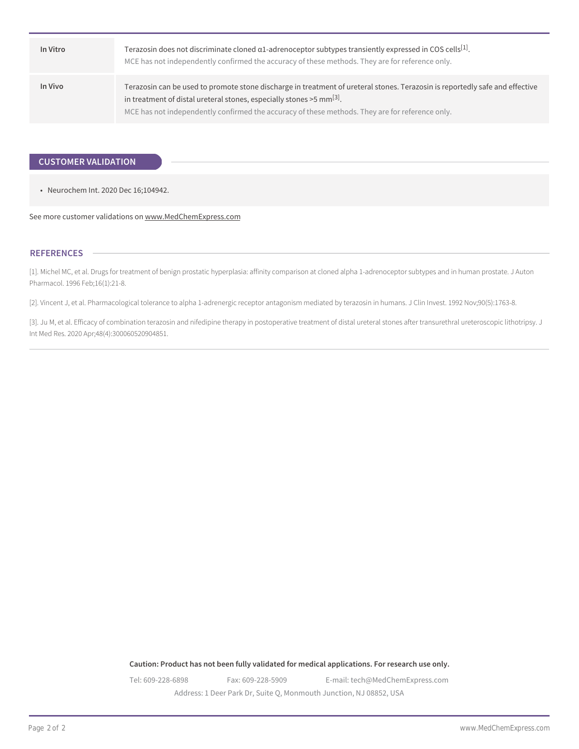| | |
|---|---|
| **In Vitro** | Terazosin does not discriminate cloned α1-adrenoceptor subtypes transiently expressed in COS cells[1].<br>MCE has not independently confirmed the accuracy of these methods. They are for reference only. |
| **In Vivo** | Terazosin can be used to promote stone discharge in treatment of ureteral stones. Terazosin is reportedly safe and effective in treatment of distal ureteral stones, especially stones >5 mm[3].<br>MCE has not independently confirmed the accuracy of these methods. They are for reference only. |

## CUSTOMER VALIDATION

- Neurochem Int. 2020 Dec 16;104942.

See more customer validations on www.MedChemExpress.com

## REFERENCES

[1]. Michel MC, et al. Drugs for treatment of benign prostatic hyperplasia: affinity comparison at cloned alpha 1-adrenoceptor subtypes and in human prostate. J Auton Pharmacol. 1996 Feb;16(1):21-8.

[2]. Vincent J, et al. Pharmacological tolerance to alpha 1-adrenergic receptor antagonism mediated by terazosin in humans. J Clin Invest. 1992 Nov;90(5):1763-8.

[3]. Ju M, et al. Efficacy of combination terazosin and nifedipine therapy in postoperative treatment of distal ureteral stones after transurethral ureteroscopic lithotripsy. J Int Med Res. 2020 Apr;48(4):300060520904851.

**Caution: Product has not been fully validated for medical applications. For research use only.**

Tel: 609-228-6898 Fax: 609-228-5909 E-mail: tech@MedChemExpress.com

Address: 1 Deer Park Dr, Suite Q, Monmouth Junction, NJ 08852, USA